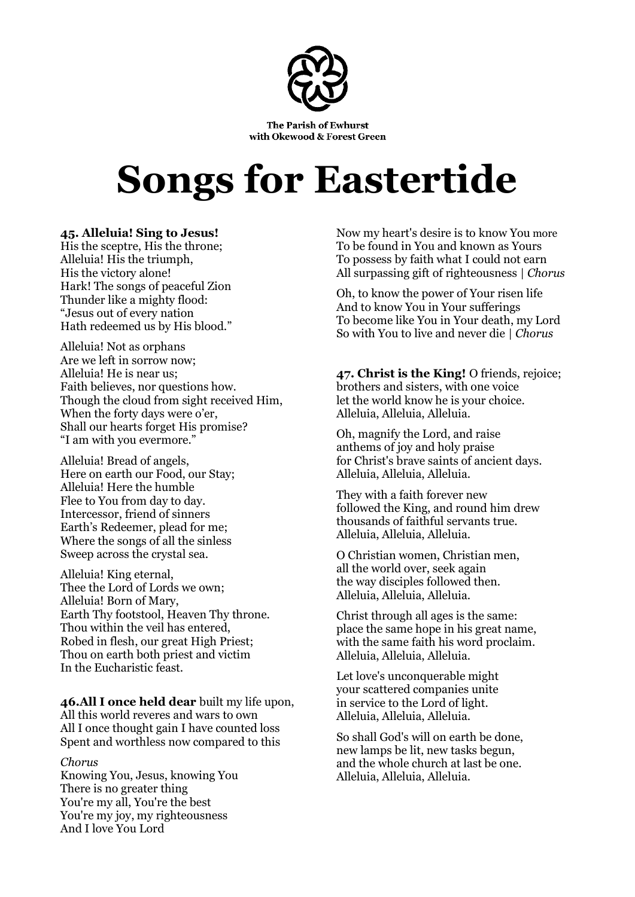The Parish of Ewhurst
with Okewood & Forest Green

# Songs for Eastertide

**45. Alleluia! Sing to Jesus!**
His the sceptre, His the throne;
Alleluia! His the triumph,
His the victory alone!
Hark! The songs of peaceful Zion
Thunder like a mighty flood:
"Jesus out of every nation
Hath redeemed us by His blood."

Alleluia! Not as orphans
Are we left in sorrow now;
Alleluia! He is near us;
Faith believes, nor questions how.
Though the cloud from sight received Him,
When the forty days were o'er,
Shall our hearts forget His promise?
"I am with you evermore."

Alleluia! Bread of angels,
Here on earth our Food, our Stay;
Alleluia! Here the humble
Flee to You from day to day.
Intercessor, friend of sinners
Earth's Redeemer, plead for me;
Where the songs of all the sinless
Sweep across the crystal sea.

Alleluia! King eternal,
Thee the Lord of Lords we own;
Alleluia! Born of Mary,
Earth Thy footstool, Heaven Thy throne.
Thou within the veil has entered,
Robed in flesh, our great High Priest;
Thou on earth both priest and victim
In the Eucharistic feast.

**46.All I once held dear** built my life upon,
All this world reveres and wars to own
All I once thought gain I have counted loss
Spent and worthless now compared to this

*Chorus*
Knowing You, Jesus, knowing You
There is no greater thing
You're my all, You're the best
You're my joy, my righteousness
And I love You Lord

Now my heart's desire is to know You more
To be found in You and known as Yours
To possess by faith what I could not earn
All surpassing gift of righteousness | *Chorus*

Oh, to know the power of Your risen life
And to know You in Your sufferings
To become like You in Your death, my Lord
So with You to live and never die | *Chorus*

**47. Christ is the King!** O friends, rejoice;
brothers and sisters, with one voice
let the world know he is your choice.
Alleluia, Alleluia, Alleluia.

Oh, magnify the Lord, and raise
anthems of joy and holy praise
for Christ's brave saints of ancient days.
Alleluia, Alleluia, Alleluia.

They with a faith forever new
followed the King, and round him drew
thousands of faithful servants true.
Alleluia, Alleluia, Alleluia.

O Christian women, Christian men,
all the world over, seek again
the way disciples followed then.
Alleluia, Alleluia, Alleluia.

Christ through all ages is the same:
place the same hope in his great name,
with the same faith his word proclaim.
Alleluia, Alleluia, Alleluia.

Let love's unconquerable might
your scattered companies unite
in service to the Lord of light.
Alleluia, Alleluia, Alleluia.

So shall God's will on earth be done,
new lamps be lit, new tasks begun,
and the whole church at last be one.
Alleluia, Alleluia, Alleluia.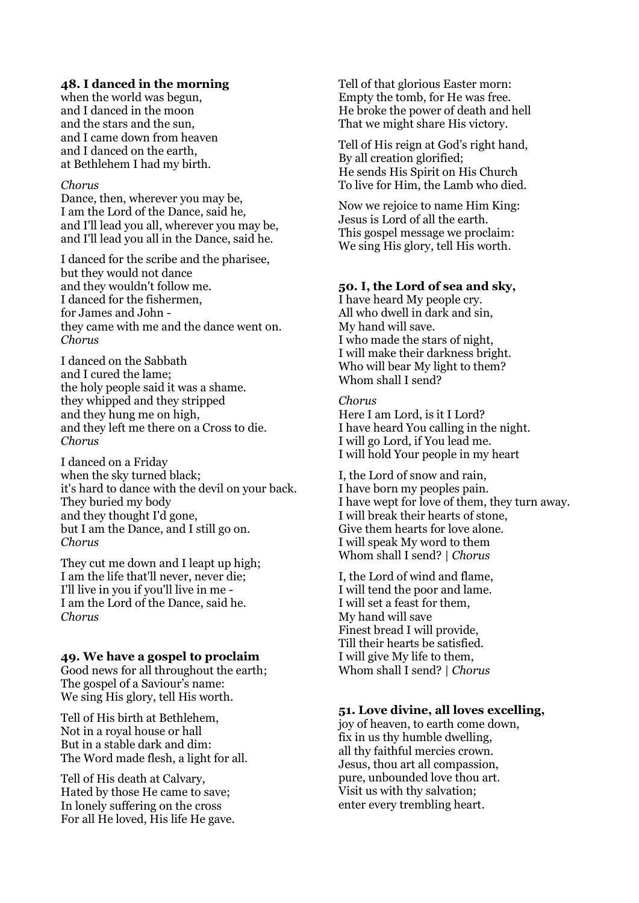**48. I danced in the morning**
when the world was begun,
and I danced in the moon
and the stars and the sun,
and I came down from heaven
and I danced on the earth,
at Bethlehem I had my birth.

*Chorus*
Dance, then, wherever you may be,
I am the Lord of the Dance, said he,
and I'll lead you all, wherever you may be,
and I'll lead you all in the Dance, said he.

I danced for the scribe and the pharisee,
but they would not dance
and they wouldn't follow me.
I danced for the fishermen,
for James and John -
they came with me and the dance went on.
*Chorus*

I danced on the Sabbath
and I cured the lame;
the holy people said it was a shame.
they whipped and they stripped
and they hung me on high,
and they left me there on a Cross to die.
*Chorus*

I danced on a Friday
when the sky turned black;
it's hard to dance with the devil on your back.
They buried my body
and they thought I'd gone,
but I am the Dance, and I still go on.
*Chorus*

They cut me down and I leapt up high;
I am the life that'll never, never die;
I'll live in you if you'll live in me -
I am the Lord of the Dance, said he.
*Chorus*

**49. We have a gospel to proclaim**
Good news for all throughout the earth;
The gospel of a Saviour's name:
We sing His glory, tell His worth.

Tell of His birth at Bethlehem,
Not in a royal house or hall
But in a stable dark and dim:
The Word made flesh, a light for all.

Tell of His death at Calvary,
Hated by those He came to save;
In lonely suffering on the cross
For all He loved, His life He gave.

Tell of that glorious Easter morn:
Empty the tomb, for He was free.
He broke the power of death and hell
That we might share His victory.

Tell of His reign at God's right hand,
By all creation glorified;
He sends His Spirit on His Church
To live for Him, the Lamb who died.

Now we rejoice to name Him King:
Jesus is Lord of all the earth.
This gospel message we proclaim:
We sing His glory, tell His worth.

**50. I, the Lord of sea and sky,**
I have heard My people cry.
All who dwell in dark and sin,
My hand will save.
I who made the stars of night,
I will make their darkness bright.
Who will bear My light to them?
Whom shall I send?

*Chorus*
Here I am Lord, is it I Lord?
I have heard You calling in the night.
I will go Lord, if You lead me.
I will hold Your people in my heart

I, the Lord of snow and rain,
I have born my peoples pain.
I have wept for love of them, they turn away.
I will break their hearts of stone,
Give them hearts for love alone.
I will speak My word to them
Whom shall I send? | *Chorus*

I, the Lord of wind and flame,
I will tend the poor and lame.
I will set a feast for them,
My hand will save
Finest bread I will provide,
Till their hearts be satisfied.
I will give My life to them,
Whom shall I send? | *Chorus*

**51. Love divine, all loves excelling,**
joy of heaven, to earth come down,
fix in us thy humble dwelling,
all thy faithful mercies crown.
Jesus, thou art all compassion,
pure, unbounded love thou art.
Visit us with thy salvation;
enter every trembling heart.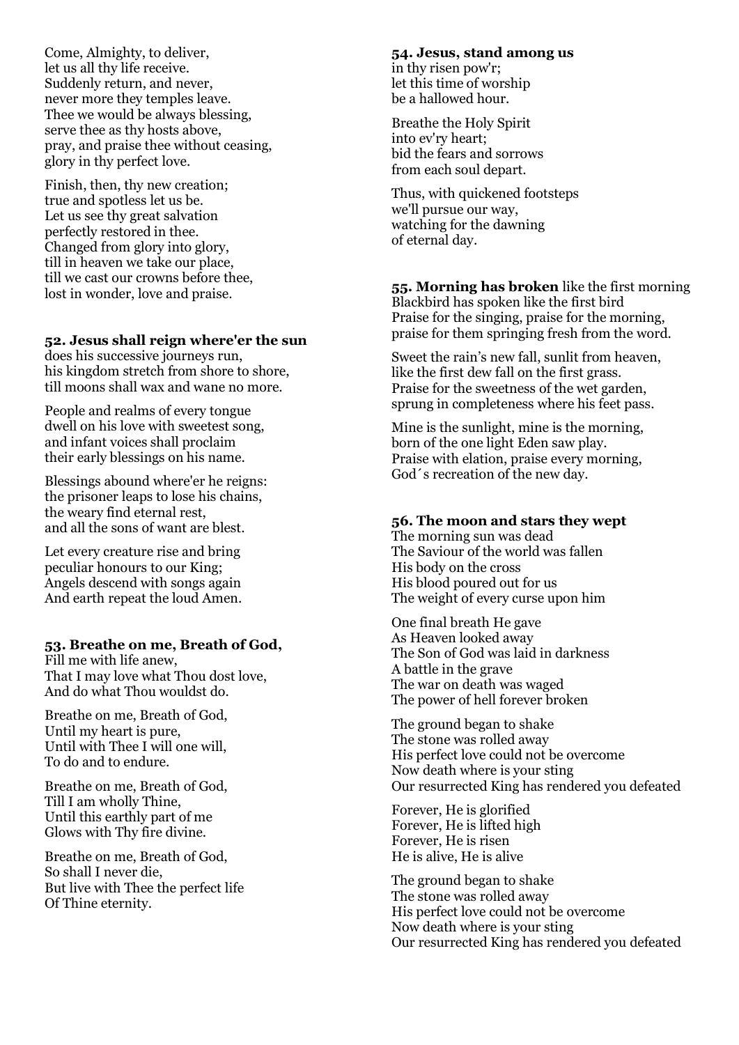Come, Almighty, to deliver,
let us all thy life receive.
Suddenly return, and never,
never more they temples leave.
Thee we would be always blessing,
serve thee as thy hosts above,
pray, and praise thee without ceasing,
glory in thy perfect love.

Finish, then, thy new creation;
true and spotless let us be.
Let us see thy great salvation
perfectly restored in thee.
Changed from glory into glory,
till in heaven we take our place,
till we cast our crowns before thee,
lost in wonder, love and praise.

**52. Jesus shall reign where'er the sun**
does his successive journeys run,
his kingdom stretch from shore to shore,
till moons shall wax and wane no more.

People and realms of every tongue
dwell on his love with sweetest song,
and infant voices shall proclaim
their early blessings on his name.

Blessings abound where'er he reigns:
the prisoner leaps to lose his chains,
the weary find eternal rest,
and all the sons of want are blest.

Let every creature rise and bring
peculiar honours to our King;
Angels descend with songs again
And earth repeat the loud Amen.

**53. Breathe on me, Breath of God,**
Fill me with life anew,
That I may love what Thou dost love,
And do what Thou wouldst do.

Breathe on me, Breath of God,
Until my heart is pure,
Until with Thee I will one will,
To do and to endure.

Breathe on me, Breath of God,
Till I am wholly Thine,
Until this earthly part of me
Glows with Thy fire divine.

Breathe on me, Breath of God,
So shall I never die,
But live with Thee the perfect life
Of Thine eternity.

**54. Jesus, stand among us**
in thy risen pow'r;
let this time of worship
be a hallowed hour.

Breathe the Holy Spirit
into ev'ry heart;
bid the fears and sorrows
from each soul depart.

Thus, with quickened footsteps
we'll pursue our way,
watching for the dawning
of eternal day.

**55. Morning has broken** like the first morning
Blackbird has spoken like the first bird
Praise for the singing, praise for the morning,
praise for them springing fresh from the word.

Sweet the rain's new fall, sunlit from heaven,
like the first dew fall on the first grass.
Praise for the sweetness of the wet garden,
sprung in completeness where his feet pass.

Mine is the sunlight, mine is the morning,
born of the one light Eden saw play.
Praise with elation, praise every morning,
God´s recreation of the new day.

**56. The moon and stars they wept**
The morning sun was dead
The Saviour of the world was fallen
His body on the cross
His blood poured out for us
The weight of every curse upon him

One final breath He gave
As Heaven looked away
The Son of God was laid in darkness
A battle in the grave
The war on death was waged
The power of hell forever broken

The ground began to shake
The stone was rolled away
His perfect love could not be overcome
Now death where is your sting
Our resurrected King has rendered you defeated

Forever, He is glorified
Forever, He is lifted high
Forever, He is risen
He is alive, He is alive

The ground began to shake
The stone was rolled away
His perfect love could not be overcome
Now death where is your sting
Our resurrected King has rendered you defeated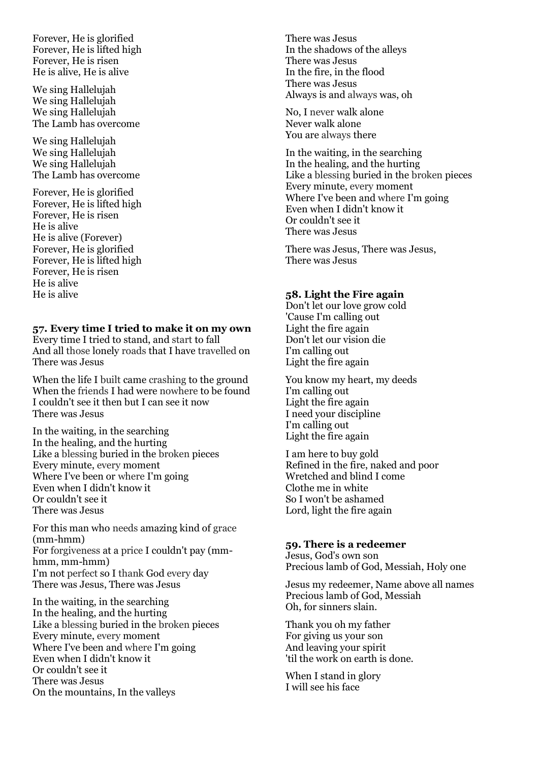Forever, He is glorified
Forever, He is lifted high
Forever, He is risen
He is alive, He is alive

We sing Hallelujah
We sing Hallelujah
We sing Hallelujah
The Lamb has overcome

We sing Hallelujah
We sing Hallelujah
We sing Hallelujah
The Lamb has overcome

Forever, He is glorified
Forever, He is lifted high
Forever, He is risen
He is alive
He is alive (Forever)
Forever, He is glorified
Forever, He is lifted high
Forever, He is risen
He is alive
He is alive

**57. Every time I tried to make it on my own**
Every time I tried to stand, and start to fall
And all those lonely roads that I have travelled on
There was Jesus

When the life I built came crashing to the ground
When the friends I had were nowhere to be found
I couldn't see it then but I can see it now
There was Jesus

In the waiting, in the searching
In the healing, and the hurting
Like a blessing buried in the broken pieces
Every minute, every moment
Where I've been or where I'm going
Even when I didn't know it
Or couldn't see it
There was Jesus

For this man who needs amazing kind of grace (mm-hmm)
For forgiveness at a price I couldn't pay (mm-hmm, mm-hmm)
I'm not perfect so I thank God every day
There was Jesus, There was Jesus

In the waiting, in the searching
In the healing, and the hurting
Like a blessing buried in the broken pieces
Every minute, every moment
Where I've been and where I'm going
Even when I didn't know it
Or couldn't see it
There was Jesus
On the mountains, In the valleys
There was Jesus
In the shadows of the alleys
There was Jesus
In the fire, in the flood
There was Jesus
Always is and always was, oh

No, I never walk alone
Never walk alone
You are always there

In the waiting, in the searching
In the healing, and the hurting
Like a blessing buried in the broken pieces
Every minute, every moment
Where I've been and where I'm going
Even when I didn't know it
Or couldn't see it
There was Jesus

There was Jesus, There was Jesus,
There was Jesus

**58. Light the Fire again**
Don't let our love grow cold
'Cause I'm calling out
Light the fire again
Don't let our vision die
I'm calling out
Light the fire again

You know my heart, my deeds
I'm calling out
Light the fire again
I need your discipline
I'm calling out
Light the fire again

I am here to buy gold
Refined in the fire, naked and poor
Wretched and blind I come
Clothe me in white
So I won't be ashamed
Lord, light the fire again

**59. There is a redeemer**
Jesus, God's own son
Precious lamb of God, Messiah, Holy one

Jesus my redeemer, Name above all names
Precious lamb of God, Messiah
Oh, for sinners slain.

Thank you oh my father
For giving us your son
And leaving your spirit
'til the work on earth is done.

When I stand in glory
I will see his face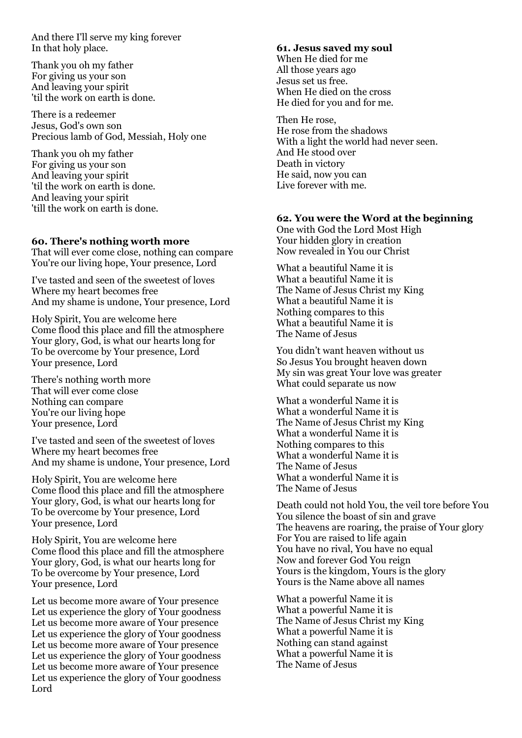And there I'll serve my king forever
In that holy place.

Thank you oh my father
For giving us your son
And leaving your spirit
'til the work on earth is done.

There is a redeemer
Jesus, God's own son
Precious lamb of God, Messiah, Holy one

Thank you oh my father
For giving us your son
And leaving your spirit
'til the work on earth is done.
And leaving your spirit
'till the work on earth is done.

**60. There's nothing worth more**
That will ever come close, nothing can compare
You're our living hope, Your presence, Lord

I've tasted and seen of the sweetest of loves
Where my heart becomes free
And my shame is undone, Your presence, Lord

Holy Spirit, You are welcome here
Come flood this place and fill the atmosphere
Your glory, God, is what our hearts long for
To be overcome by Your presence, Lord
Your presence, Lord

There's nothing worth more
That will ever come close
Nothing can compare
You're our living hope
Your presence, Lord

I've tasted and seen of the sweetest of loves
Where my heart becomes free
And my shame is undone, Your presence, Lord

Holy Spirit, You are welcome here
Come flood this place and fill the atmosphere
Your glory, God, is what our hearts long for
To be overcome by Your presence, Lord
Your presence, Lord

Holy Spirit, You are welcome here
Come flood this place and fill the atmosphere
Your glory, God, is what our hearts long for
To be overcome by Your presence, Lord
Your presence, Lord

Let us become more aware of Your presence
Let us experience the glory of Your goodness
Let us become more aware of Your presence
Let us experience the glory of Your goodness
Let us become more aware of Your presence
Let us experience the glory of Your goodness
Let us become more aware of Your presence
Let us experience the glory of Your goodness
Lord

**61. Jesus saved my soul**
When He died for me
All those years ago
Jesus set us free.
When He died on the cross
He died for you and for me.

Then He rose,
He rose from the shadows
With a light the world had never seen.
And He stood over
Death in victory
He said, now you can
Live forever with me.

**62. You were the Word at the beginning**
One with God the Lord Most High
Your hidden glory in creation
Now revealed in You our Christ

What a beautiful Name it is
What a beautiful Name it is
The Name of Jesus Christ my King
What a beautiful Name it is
Nothing compares to this
What a beautiful Name it is
The Name of Jesus

You didn't want heaven without us
So Jesus You brought heaven down
My sin was great Your love was greater
What could separate us now

What a wonderful Name it is
What a wonderful Name it is
The Name of Jesus Christ my King
What a wonderful Name it is
Nothing compares to this
What a wonderful Name it is
The Name of Jesus
What a wonderful Name it is
The Name of Jesus

Death could not hold You, the veil tore before You
You silence the boast of sin and grave
The heavens are roaring, the praise of Your glory
For You are raised to life again
You have no rival, You have no equal
Now and forever God You reign
Yours is the kingdom, Yours is the glory
Yours is the Name above all names

What a powerful Name it is
What a powerful Name it is
The Name of Jesus Christ my King
What a powerful Name it is
Nothing can stand against
What a powerful Name it is
The Name of Jesus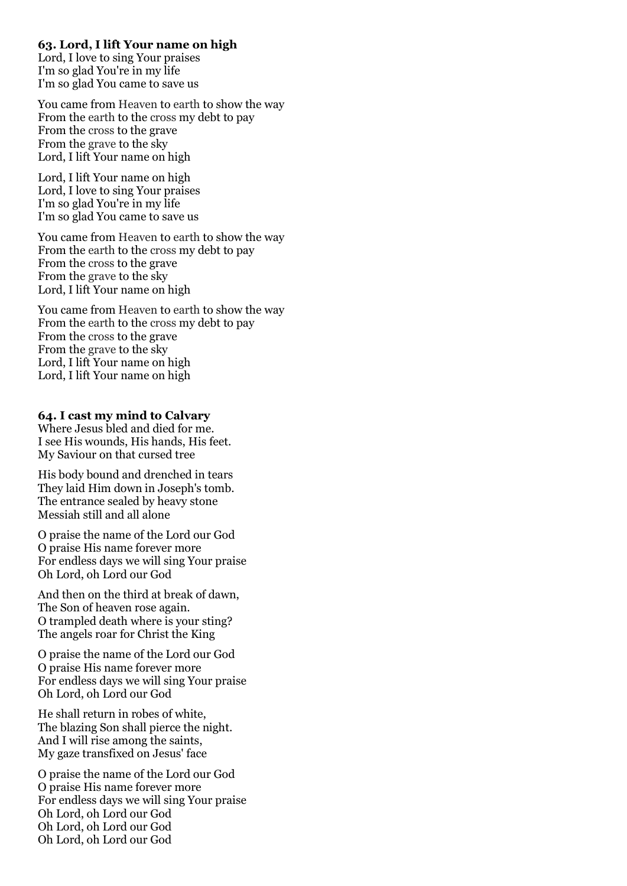**63. Lord, I lift Your name on high**
Lord, I love to sing Your praises
I'm so glad You're in my life
I'm so glad You came to save us

You came from Heaven to earth to show the way
From the earth to the cross my debt to pay
From the cross to the grave
From the grave to the sky
Lord, I lift Your name on high

Lord, I lift Your name on high
Lord, I love to sing Your praises
I'm so glad You're in my life
I'm so glad You came to save us

You came from Heaven to earth to show the way
From the earth to the cross my debt to pay
From the cross to the grave
From the grave to the sky
Lord, I lift Your name on high

You came from Heaven to earth to show the way
From the earth to the cross my debt to pay
From the cross to the grave
From the grave to the sky
Lord, I lift Your name on high
Lord, I lift Your name on high

**64. I cast my mind to Calvary**
Where Jesus bled and died for me.
I see His wounds, His hands, His feet.
My Saviour on that cursed tree

His body bound and drenched in tears
They laid Him down in Joseph's tomb.
The entrance sealed by heavy stone
Messiah still and all alone

O praise the name of the Lord our God
O praise His name forever more
For endless days we will sing Your praise
Oh Lord, oh Lord our God

And then on the third at break of dawn,
The Son of heaven rose again.
O trampled death where is your sting?
The angels roar for Christ the King

O praise the name of the Lord our God
O praise His name forever more
For endless days we will sing Your praise
Oh Lord, oh Lord our God

He shall return in robes of white,
The blazing Son shall pierce the night.
And I will rise among the saints,
My gaze transfixed on Jesus' face

O praise the name of the Lord our God
O praise His name forever more
For endless days we will sing Your praise
Oh Lord, oh Lord our God
Oh Lord, oh Lord our God
Oh Lord, oh Lord our God